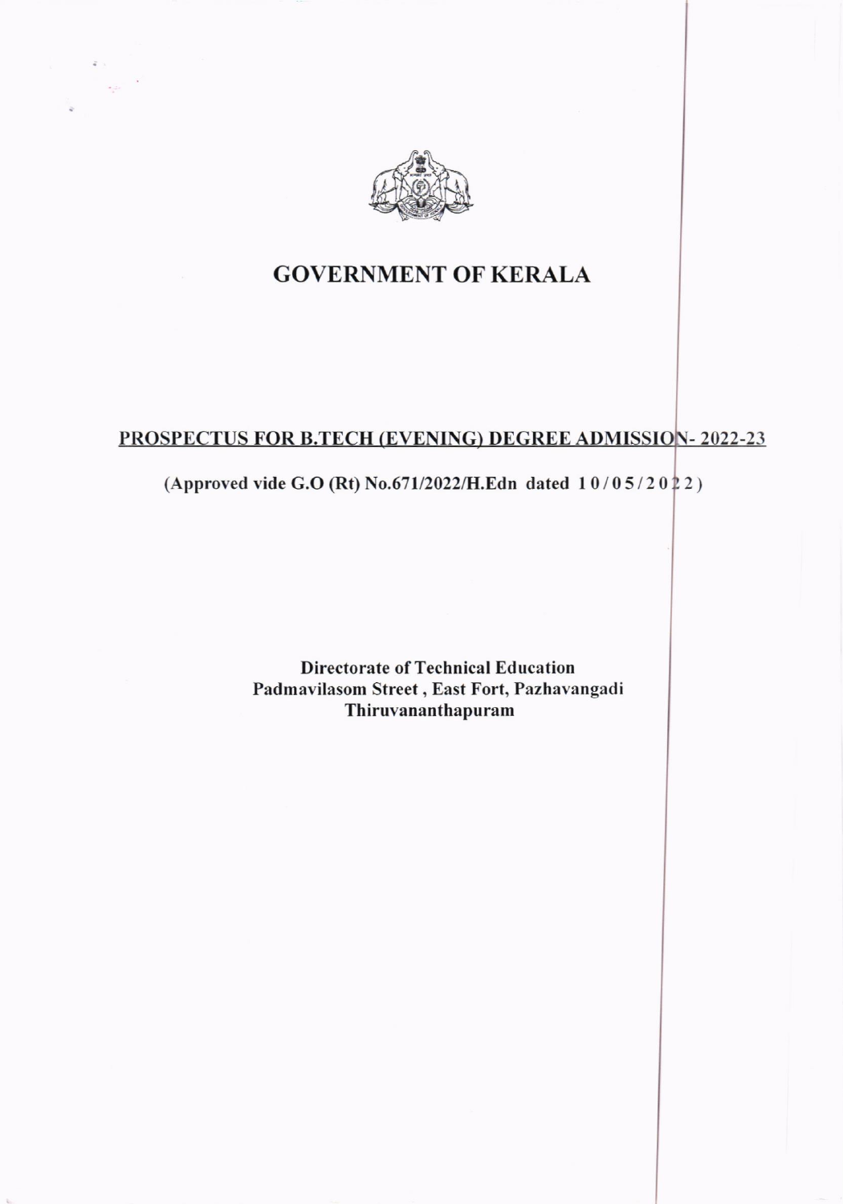# GOVERNMENT OF KERALA

## PROSPECTUS FOR B.TECH (EVENING) DEGREE ADMISSION- 2022-23

**(Approved vide G.O (Rt) No.671/2022/H.Edn dated 10/05/2022)**

**Directorate of Technical Education**
**Padmavilasom Street , East Fort, Pazhavangadi**
**Thiruvananthapuram**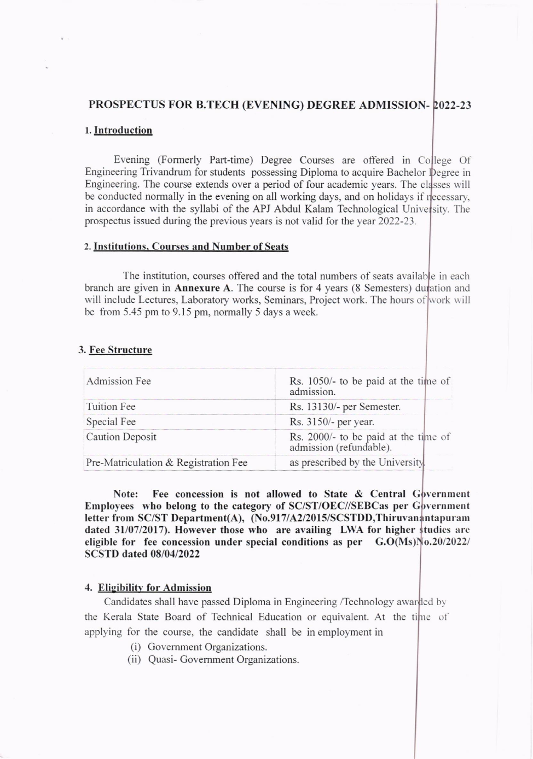## PROSPECTUS FOR B.TECH (EVENING) DEGREE ADMISSION- 2022-23

### 1. Introduction

Evening (Formerly Part-time) Degree Courses are offered in College Of Engineering Trivandrum for students possessing Diploma to acquire Bachelor Degree in Engineering. The course extends over a period of four academic years. The classes will be conducted normally in the evening on all working days, and on holidays if necessary, in accordance with the syllabi of the APJ Abdul Kalam Technological University. The prospectus issued during the previous years is not valid for the year 2022-23.

### 2. Institutions, Courses and Number of Seats

The institution, courses offered and the total numbers of seats available in each branch are given in **Annexure A**. The course is for 4 years (8 Semesters) duration and will include Lectures, Laboratory works, Seminars, Project work. The hours of work will be from 5.45 pm to 9.15 pm, normally 5 days a week.

### 3. Fee Structure

| | |
|---|---|
| Admission Fee | Rs. 1050/- to be paid at the time of admission. |
| Tuition Fee | Rs. 13130/- per Semester. |
| Special Fee | Rs. 3150/- per year. |
| Caution Deposit | Rs. 2000/- to be paid at the time of admission (refundable). |
| Pre-Matriculation & Registration Fee | as prescribed by the University. |

**Note: Fee concession is not allowed to State & Central Government Employees who belong to the category of SC/ST/OEC//SEBCas per Government letter from SC/ST Department(A), (No.917/A2/2015/SCSTDD,Thiruvanantapuram dated 31/07/2017). However those who are availing LWA for higher studies are eligible for fee concession under special conditions as per G.O(Ms)No.20/2022/ SCSTD dated 08/04/2022**

### 4. Eligibility for Admission

Candidates shall have passed Diploma in Engineering /Technology awarded by the Kerala State Board of Technical Education or equivalent. At the time of applying for the course, the candidate shall be in employment in

(i) Government Organizations.
(ii) Quasi- Government Organizations.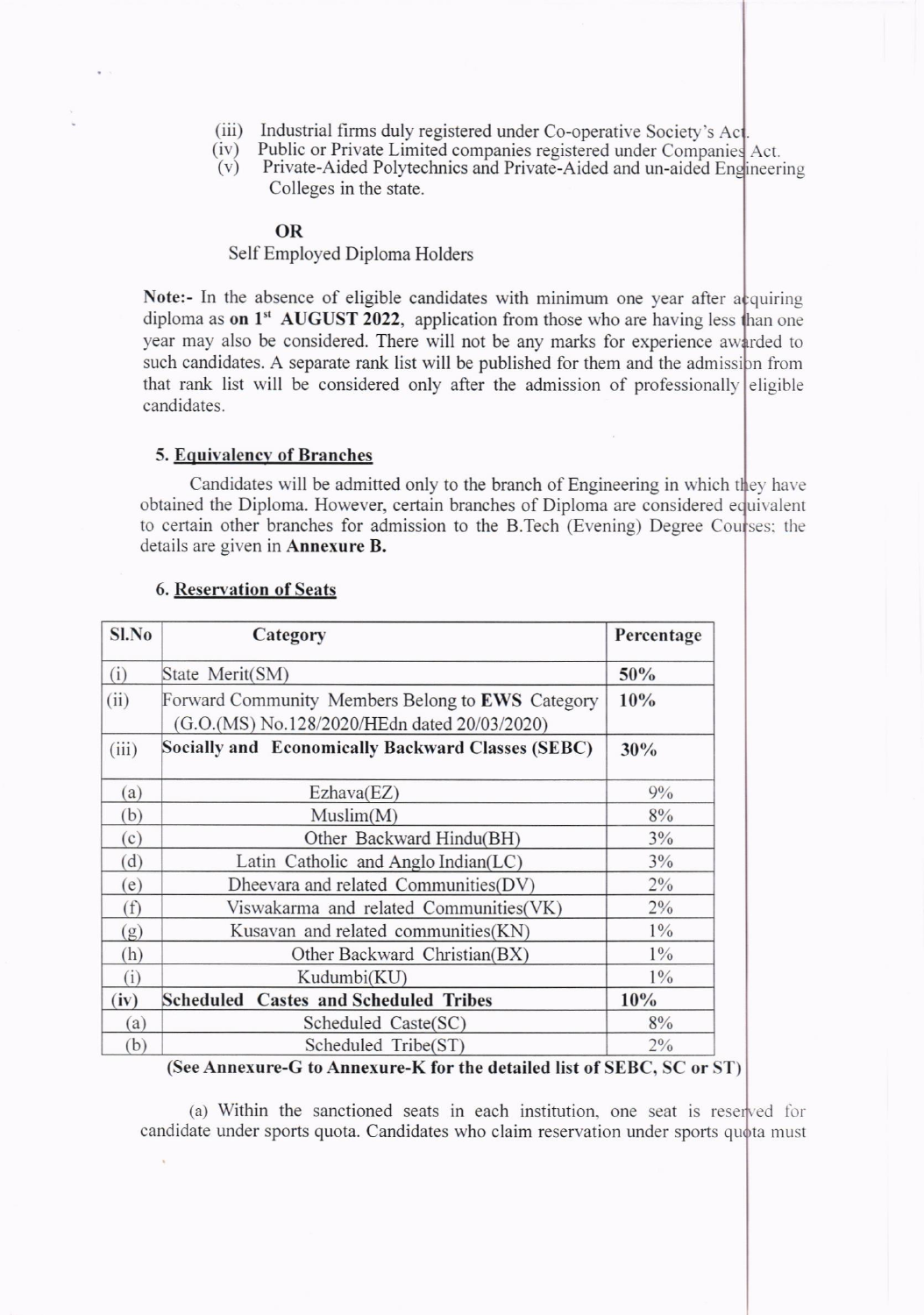(iii) Industrial firms duly registered under Co-operative Society's Act.
(iv) Public or Private Limited companies registered under Companies Act.
(v) Private-Aided Polytechnics and Private-Aided and un-aided Engineering Colleges in the state.

**OR**

Self Employed Diploma Holders

**Note:-** In the absence of eligible candidates with minimum one year after acquiring diploma as **on 1st AUGUST 2022**, application from those who are having less than one year may also be considered. There will not be any marks for experience awarded to such candidates. A separate rank list will be published for them and the admission from that rank list will be considered only after the admission of professionally eligible candidates.

### 5. Equivalency of Branches

Candidates will be admitted only to the branch of Engineering in which they have obtained the Diploma. However, certain branches of Diploma are considered equivalent to certain other branches for admission to the B.Tech (Evening) Degree Courses; the details are given in **Annexure B.**

### 6. Reservation of Seats

| Sl.No | Category | Percentage |
|---|---|---|
| (i) | State Merit(SM) | **50%** |
| (ii) | Forward Community Members Belong to **EWS** Category (G.O.(MS) No.128/2020/HEdn dated 20/03/2020) | **10%** |
| (iii) | **Socially and Economically Backward Classes (SEBC)** | **30%** |
| (a) | Ezhava(EZ) | 9% |
| (b) | Muslim(M) | 8% |
| (c) | Other Backward Hindu(BH) | 3% |
| (d) | Latin Catholic and Anglo Indian(LC) | 3% |
| (e) | Dheevara and related Communities(DV) | 2% |
| (f) | Viswakarma and related Communities(VK) | 2% |
| (g) | Kusavan and related communities(KN) | 1% |
| (h) | Other Backward Christian(BX) | 1% |
| (i) | Kudumbi(KU) | 1% |
| **(iv)** | **Scheduled Castes and Scheduled Tribes** | **10%** |
| (a) | Scheduled Caste(SC) | 8% |
| (b) | Scheduled Tribe(ST) | 2% |

**(See Annexure-G to Annexure-K for the detailed list of SEBC, SC or ST)**

(a) Within the sanctioned seats in each institution, one seat is reserved for candidate under sports quota. Candidates who claim reservation under sports quota must